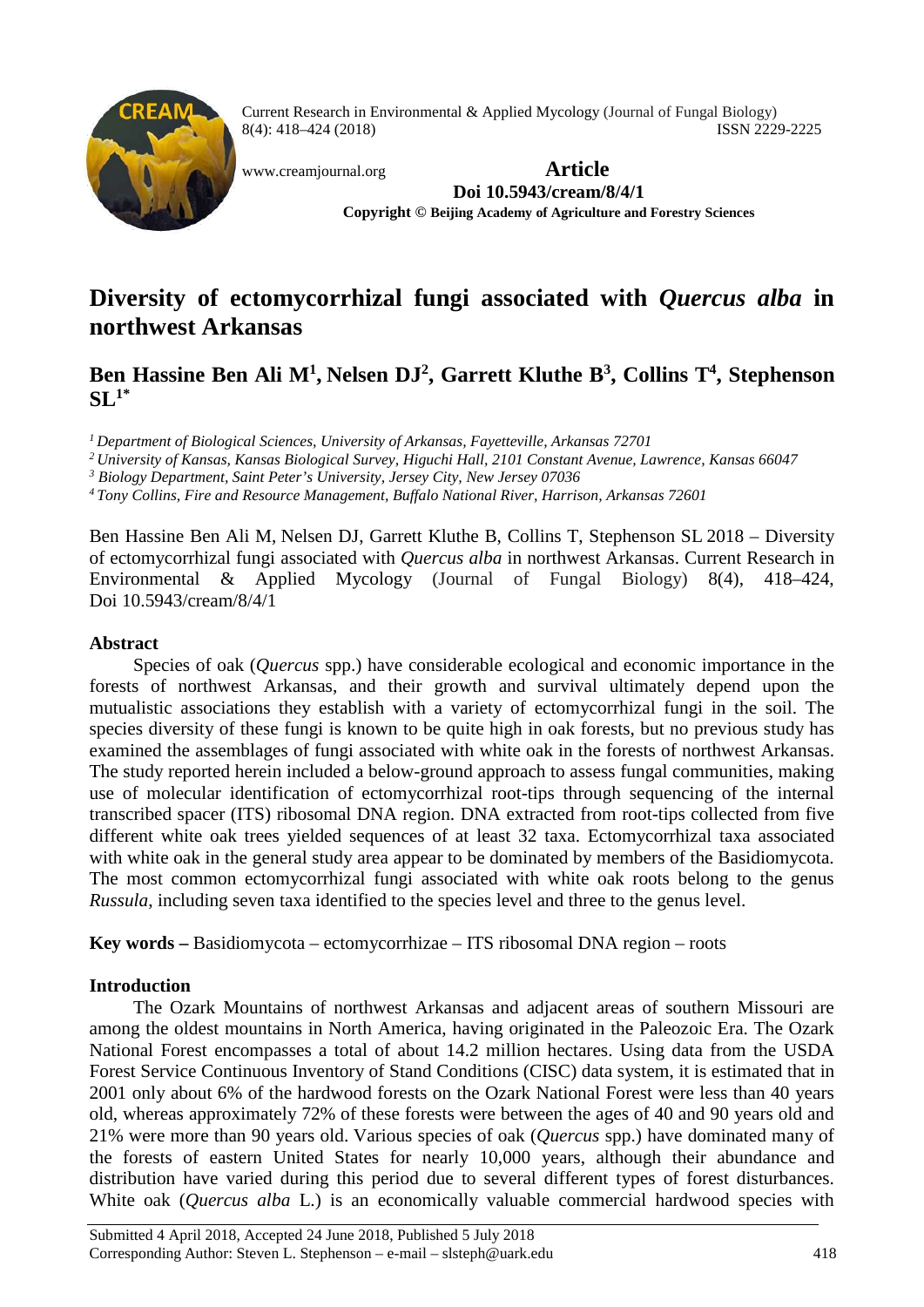Current Research in Environmental & Applied Mycology (Journal of Fungal Biology)
8(4): 418–424 (2018) ISSN 2229-2225

www.creamjournal.org

**Article**

**Doi 10.5943/cream/8/4/1**

**Copyright © Beijing Academy of Agriculture and Forestry Sciences**

# Diversity of ectomycorrhizal fungi associated with *Quercus alba* in northwest Arkansas

## Ben Hassine Ben Ali M[1], Nelsen DJ[2], Garrett Kluthe B[3], Collins T[4], Stephenson SL[1*]

[1] *Department of Biological Sciences, University of Arkansas, Fayetteville, Arkansas 72701*

[2] *University of Kansas, Kansas Biological Survey, Higuchi Hall, 2101 Constant Avenue, Lawrence, Kansas 66047*

[3] *Biology Department, Saint Peter's University, Jersey City, New Jersey 07036*

[4] *Tony Collins, Fire and Resource Management, Buffalo National River, Harrison, Arkansas 72601*

Ben Hassine Ben Ali M, Nelsen DJ, Garrett Kluthe B, Collins T, Stephenson SL 2018 – Diversity of ectomycorrhizal fungi associated with *Quercus alba* in northwest Arkansas. Current Research in Environmental & Applied Mycology (Journal of Fungal Biology) 8(4), 418–424, Doi 10.5943/cream/8/4/1

**Abstract**

Species of oak (*Quercus* spp.) have considerable ecological and economic importance in the forests of northwest Arkansas, and their growth and survival ultimately depend upon the mutualistic associations they establish with a variety of ectomycorrhizal fungi in the soil. The species diversity of these fungi is known to be quite high in oak forests, but no previous study has examined the assemblages of fungi associated with white oak in the forests of northwest Arkansas. The study reported herein included a below-ground approach to assess fungal communities, making use of molecular identification of ectomycorrhizal root-tips through sequencing of the internal transcribed spacer (ITS) ribosomal DNA region. DNA extracted from root-tips collected from five different white oak trees yielded sequences of at least 32 taxa. Ectomycorrhizal taxa associated with white oak in the general study area appear to be dominated by members of the Basidiomycota. The most common ectomycorrhizal fungi associated with white oak roots belong to the genus *Russula*, including seven taxa identified to the species level and three to the genus level.

**Key words –** Basidiomycota – ectomycorrhizae – ITS ribosomal DNA region – roots

**Introduction**

The Ozark Mountains of northwest Arkansas and adjacent areas of southern Missouri are among the oldest mountains in North America, having originated in the Paleozoic Era. The Ozark National Forest encompasses a total of about 14.2 million hectares. Using data from the USDA Forest Service Continuous Inventory of Stand Conditions (CISC) data system, it is estimated that in 2001 only about 6% of the hardwood forests on the Ozark National Forest were less than 40 years old, whereas approximately 72% of these forests were between the ages of 40 and 90 years old and 21% were more than 90 years old. Various species of oak (*Quercus* spp.) have dominated many of the forests of eastern United States for nearly 10,000 years, although their abundance and distribution have varied during this period due to several different types of forest disturbances. White oak (*Quercus alba* L.) is an economically valuable commercial hardwood species with

Submitted 4 April 2018, Accepted 24 June 2018, Published 5 July 2018
Corresponding Author: Steven L. Stephenson – e-mail – slsteph@uark.edu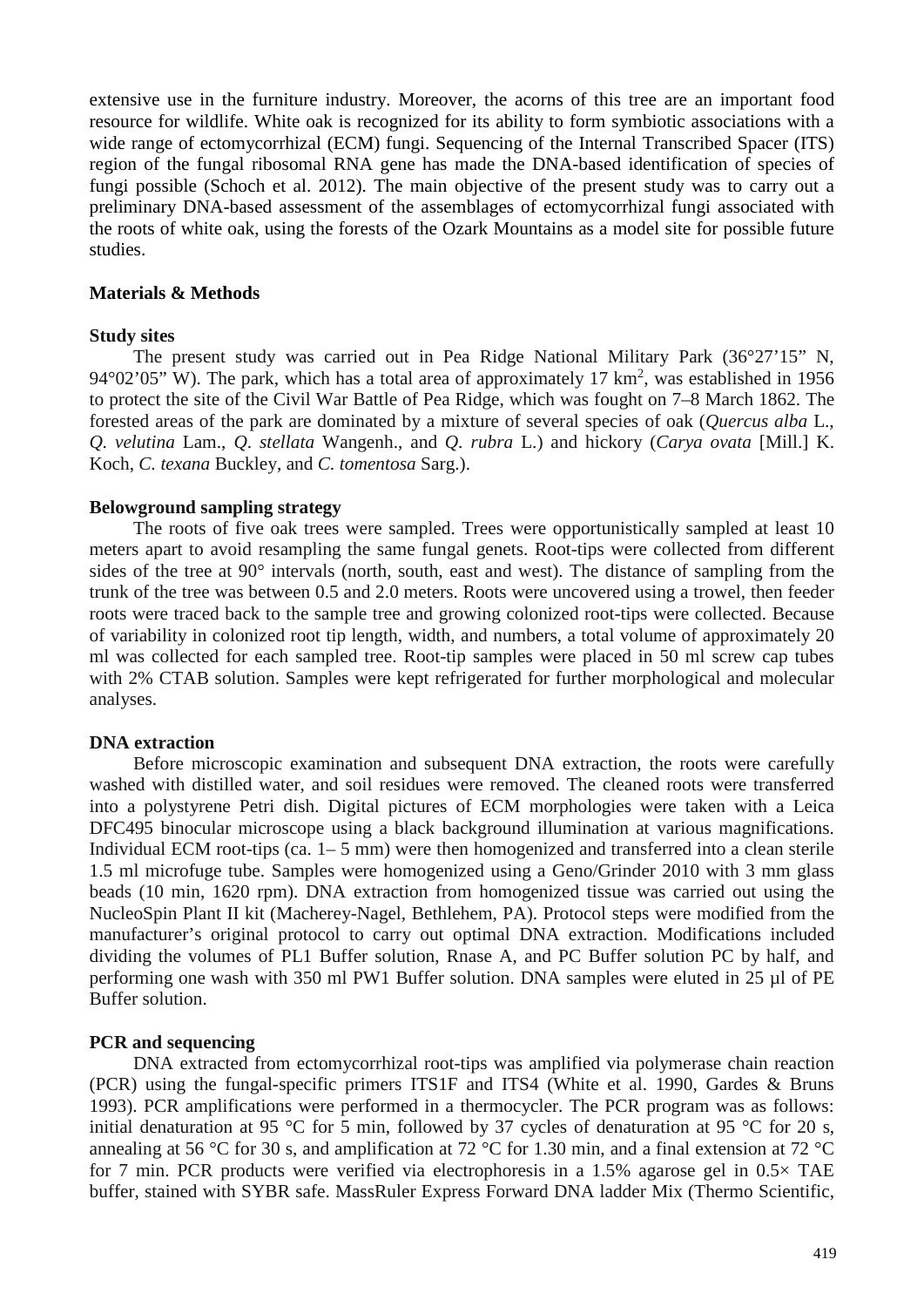extensive use in the furniture industry. Moreover, the acorns of this tree are an important food resource for wildlife. White oak is recognized for its ability to form symbiotic associations with a wide range of ectomycorrhizal (ECM) fungi. Sequencing of the Internal Transcribed Spacer (ITS) region of the fungal ribosomal RNA gene has made the DNA-based identification of species of fungi possible (Schoch et al. 2012). The main objective of the present study was to carry out a preliminary DNA-based assessment of the assemblages of ectomycorrhizal fungi associated with the roots of white oak, using the forests of the Ozark Mountains as a model site for possible future studies.

## Materials & Methods

### Study sites

The present study was carried out in Pea Ridge National Military Park (36°27'15" N, 94°02'05" W). The park, which has a total area of approximately 17 km$^2$, was established in 1956 to protect the site of the Civil War Battle of Pea Ridge, which was fought on 7–8 March 1862. The forested areas of the park are dominated by a mixture of several species of oak (*Quercus alba* L., *Q. velutina* Lam., *Q. stellata* Wangenh., and *Q. rubra* L.) and hickory (*Carya ovata* [Mill.] K. Koch, *C. texana* Buckley, and *C. tomentosa* Sarg.).

### Belowground sampling strategy

The roots of five oak trees were sampled. Trees were opportunistically sampled at least 10 meters apart to avoid resampling the same fungal genets. Root-tips were collected from different sides of the tree at 90° intervals (north, south, east and west). The distance of sampling from the trunk of the tree was between 0.5 and 2.0 meters. Roots were uncovered using a trowel, then feeder roots were traced back to the sample tree and growing colonized root-tips were collected. Because of variability in colonized root tip length, width, and numbers, a total volume of approximately 20 ml was collected for each sampled tree. Root-tip samples were placed in 50 ml screw cap tubes with 2% CTAB solution. Samples were kept refrigerated for further morphological and molecular analyses.

### DNA extraction

Before microscopic examination and subsequent DNA extraction, the roots were carefully washed with distilled water, and soil residues were removed. The cleaned roots were transferred into a polystyrene Petri dish. Digital pictures of ECM morphologies were taken with a Leica DFC495 binocular microscope using a black background illumination at various magnifications. Individual ECM root-tips (ca. 1– 5 mm) were then homogenized and transferred into a clean sterile 1.5 ml microfuge tube. Samples were homogenized using a Geno/Grinder 2010 with 3 mm glass beads (10 min, 1620 rpm). DNA extraction from homogenized tissue was carried out using the NucleoSpin Plant II kit (Macherey-Nagel, Bethlehem, PA). Protocol steps were modified from the manufacturer's original protocol to carry out optimal DNA extraction. Modifications included dividing the volumes of PL1 Buffer solution, Rnase A, and PC Buffer solution PC by half, and performing one wash with 350 ml PW1 Buffer solution. DNA samples were eluted in 25 µl of PE Buffer solution.

### PCR and sequencing

DNA extracted from ectomycorrhizal root-tips was amplified via polymerase chain reaction (PCR) using the fungal-specific primers ITS1F and ITS4 (White et al. 1990, Gardes & Bruns 1993). PCR amplifications were performed in a thermocycler. The PCR program was as follows: initial denaturation at 95 °C for 5 min, followed by 37 cycles of denaturation at 95 °C for 20 s, annealing at 56 °C for 30 s, and amplification at 72 °C for 1.30 min, and a final extension at 72 °C for 7 min. PCR products were verified via electrophoresis in a 1.5% agarose gel in 0.5× TAE buffer, stained with SYBR safe. MassRuler Express Forward DNA ladder Mix (Thermo Scientific,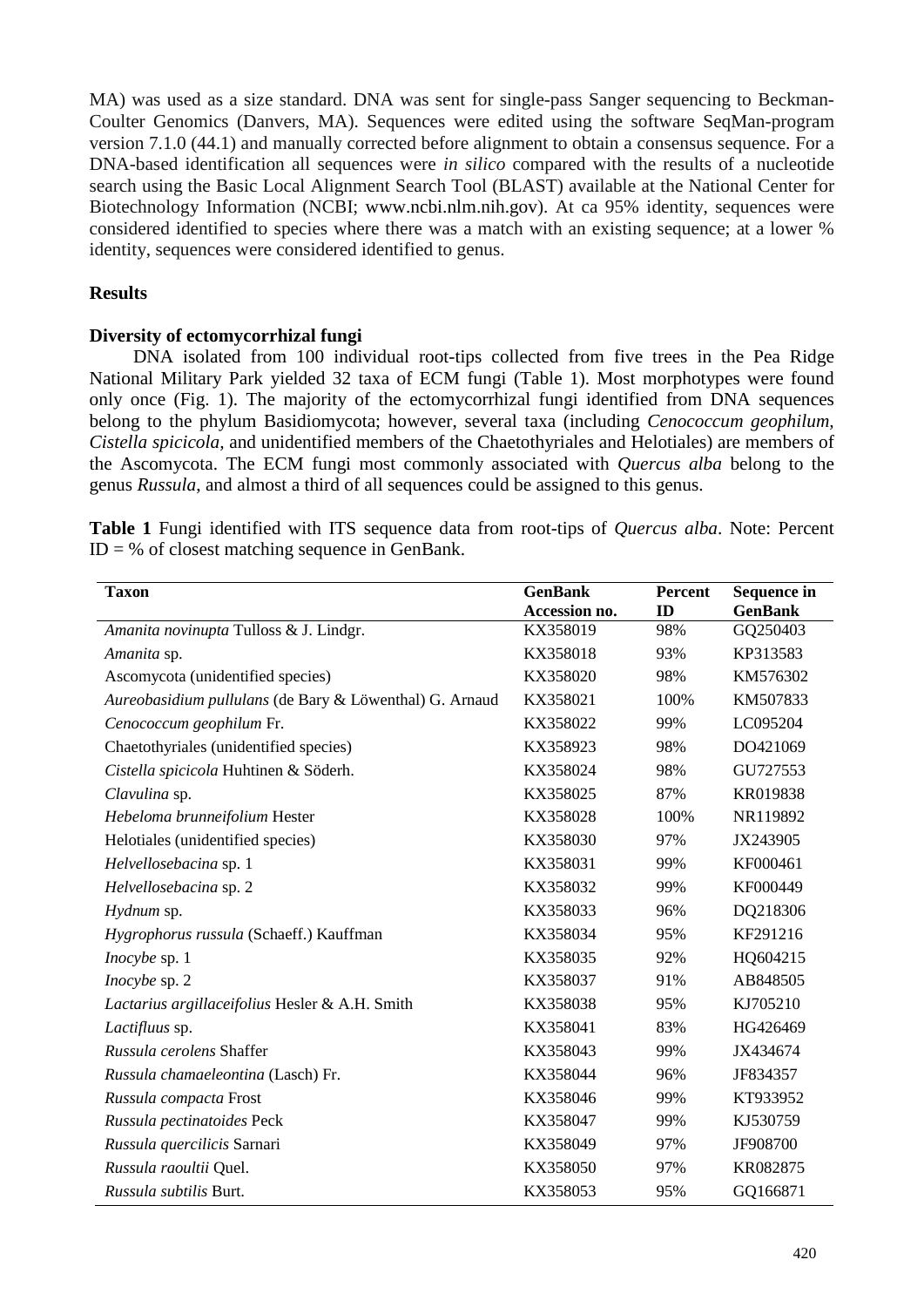MA) was used as a size standard. DNA was sent for single-pass Sanger sequencing to Beckman-Coulter Genomics (Danvers, MA). Sequences were edited using the software SeqMan-program version 7.1.0 (44.1) and manually corrected before alignment to obtain a consensus sequence. For a DNA-based identification all sequences were *in silico* compared with the results of a nucleotide search using the Basic Local Alignment Search Tool (BLAST) available at the National Center for Biotechnology Information (NCBI; www.ncbi.nlm.nih.gov). At ca 95% identity, sequences were considered identified to species where there was a match with an existing sequence; at a lower % identity, sequences were considered identified to genus.

## Results

### Diversity of ectomycorrhizal fungi

DNA isolated from 100 individual root-tips collected from five trees in the Pea Ridge National Military Park yielded 32 taxa of ECM fungi (Table 1). Most morphotypes were found only once (Fig. 1). The majority of the ectomycorrhizal fungi identified from DNA sequences belong to the phylum Basidiomycota; however, several taxa (including *Cenococcum geophilum*, *Cistella spicicola*, and unidentified members of the Chaetothyriales and Helotiales) are members of the Ascomycota. The ECM fungi most commonly associated with *Quercus alba* belong to the genus *Russula*, and almost a third of all sequences could be assigned to this genus.

**Table 1** Fungi identified with ITS sequence data from root-tips of *Quercus alba*. Note: Percent ID = % of closest matching sequence in GenBank.

| Taxon | GenBank Accession no. | Percent ID | Sequence in GenBank |
|---|---|---|---|
| *Amanita novinupta* Tulloss & J. Lindgr. | KX358019 | 98% | GQ250403 |
| *Amanita* sp. | KX358018 | 93% | KP313583 |
| Ascomycota (unidentified species) | KX358020 | 98% | KM576302 |
| *Aureobasidium pullulans* (de Bary & Löwenthal) G. Arnaud | KX358021 | 100% | KM507833 |
| *Cenococcum geophilum* Fr. | KX358022 | 99% | LC095204 |
| Chaetothyriales (unidentified species) | KX358923 | 98% | DO421069 |
| *Cistella spicicola* Huhtinen & Söderh. | KX358024 | 98% | GU727553 |
| *Clavulina* sp. | KX358025 | 87% | KR019838 |
| *Hebeloma brunneifolium* Hester | KX358028 | 100% | NR119892 |
| Helotiales (unidentified species) | KX358030 | 97% | JX243905 |
| *Helvellosebacina* sp. 1 | KX358031 | 99% | KF000461 |
| *Helvellosebacina* sp. 2 | KX358032 | 99% | KF000449 |
| *Hydnum* sp. | KX358033 | 96% | DQ218306 |
| *Hygrophorus russula* (Schaeff.) Kauffman | KX358034 | 95% | KF291216 |
| *Inocybe* sp. 1 | KX358035 | 92% | HQ604215 |
| *Inocybe* sp. 2 | KX358037 | 91% | AB848505 |
| *Lactarius argillaceifolius* Hesler & A.H. Smith | KX358038 | 95% | KJ705210 |
| *Lactifluus* sp. | KX358041 | 83% | HG426469 |
| *Russula cerolens* Shaffer | KX358043 | 99% | JX434674 |
| *Russula chamaeleontina* (Lasch) Fr. | KX358044 | 96% | JF834357 |
| *Russula compacta* Frost | KX358046 | 99% | KT933952 |
| *Russula pectinatoides* Peck | KX358047 | 99% | KJ530759 |
| *Russula quercilicis* Sarnari | KX358049 | 97% | JF908700 |
| *Russula raoultii* Quel. | KX358050 | 97% | KR082875 |
| *Russula subtilis* Burt. | KX358053 | 95% | GQ166871 |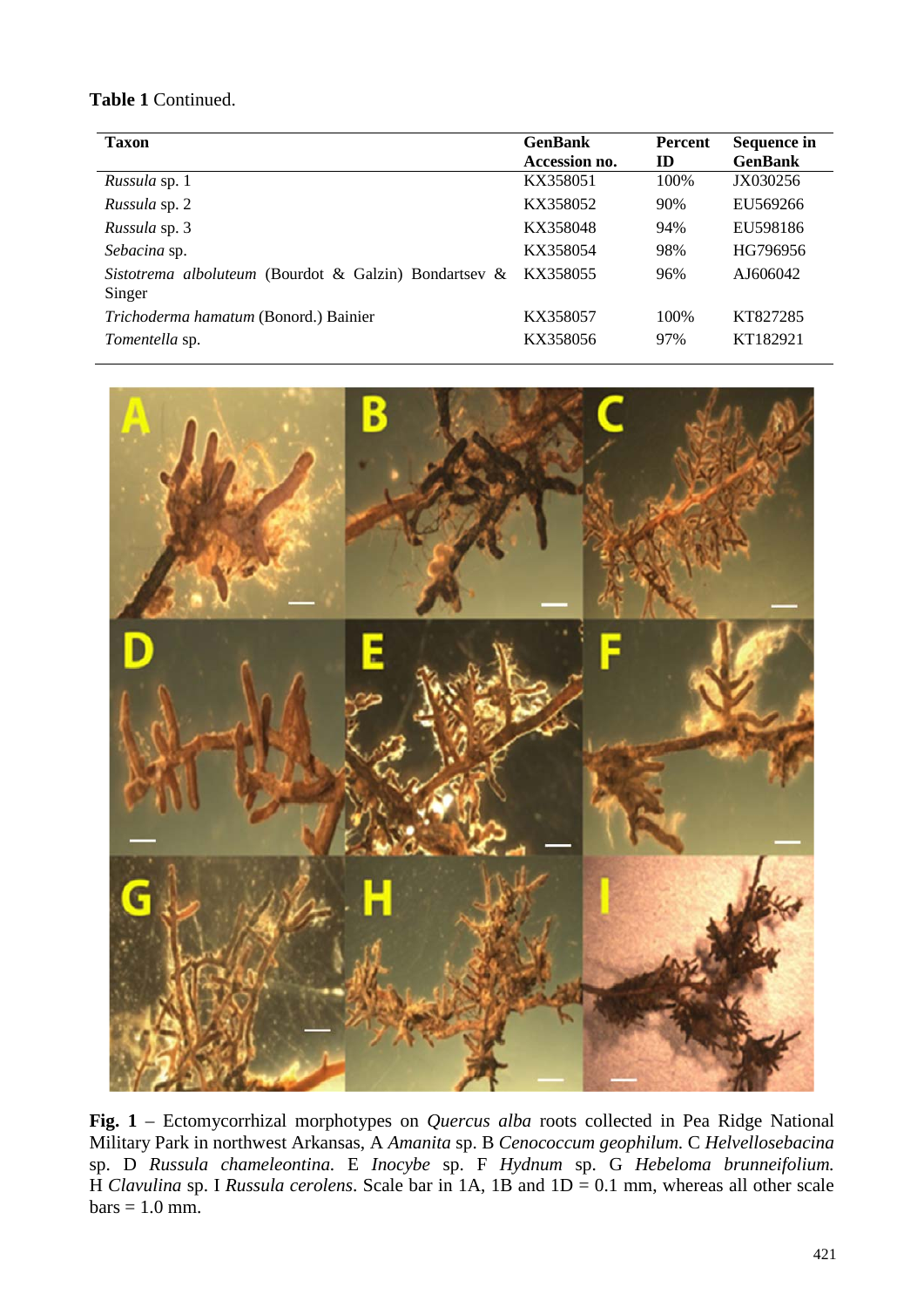**Table 1** Continued.

| Taxon | GenBank Accession no. | Percent ID | Sequence in GenBank |
|---|---|---|---|
| *Russula* sp. 1 | KX358051 | 100% | JX030256 |
| *Russula* sp. 2 | KX358052 | 90% | EU569266 |
| *Russula* sp. 3 | KX358048 | 94% | EU598186 |
| *Sebacina* sp. | KX358054 | 98% | HG796956 |
| *Sistotrema alboluteum* (Bourdot & Galzin) Bondartsev & Singer | KX358055 | 96% | AJ606042 |
| *Trichoderma hamatum* (Bonord.) Bainier | KX358057 | 100% | KT827285 |
| *Tomentella* sp. | KX358056 | 97% | KT182921 |

**Fig. 1** – Ectomycorrhizal morphotypes on *Quercus alba* roots collected in Pea Ridge National Military Park in northwest Arkansas, A *Amanita* sp. B *Cenococcum geophilum.* C *Helvellosebacina* sp. D *Russula chameleontina.* E *Inocybe* sp. F *Hydnum* sp. G *Hebeloma brunneifolium.* H *Clavulina* sp. I *Russula cerolens*. Scale bar in 1A, 1B and 1D = 0.1 mm, whereas all other scale bars = 1.0 mm.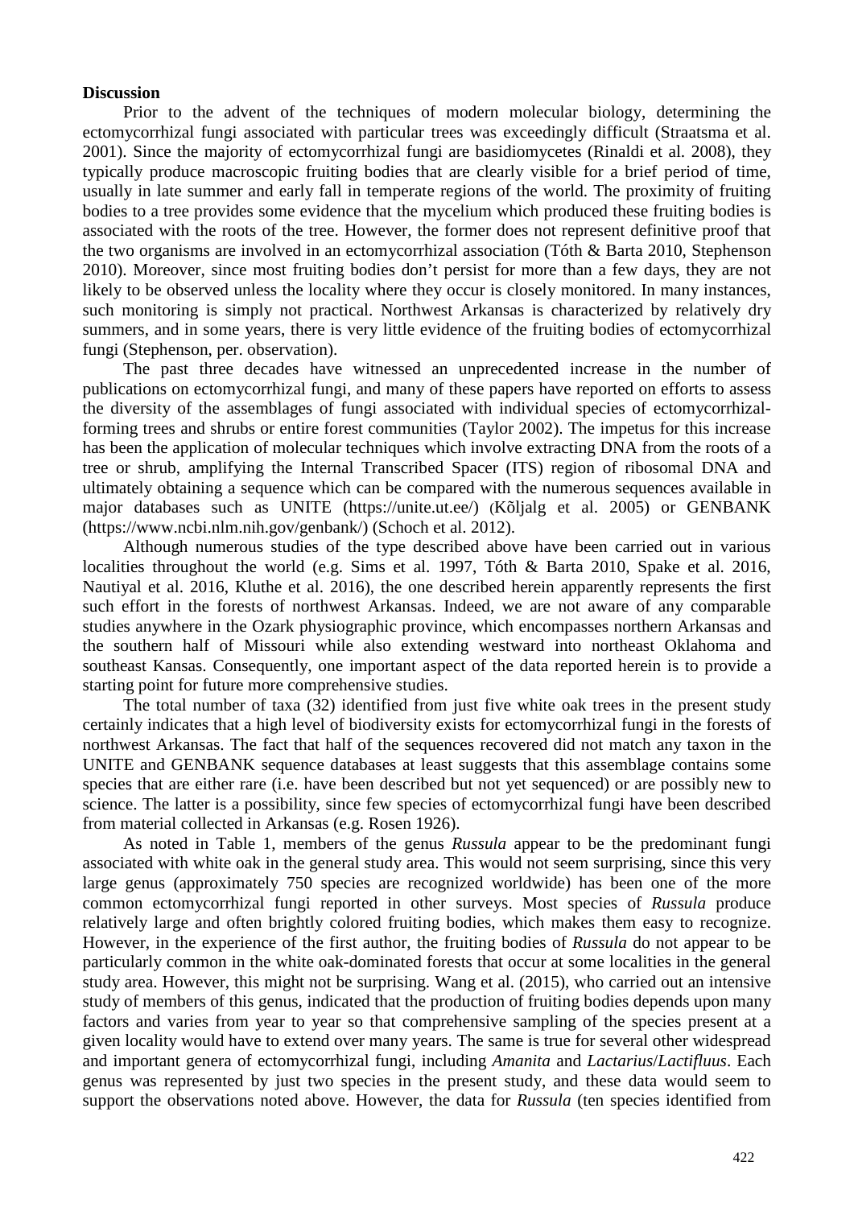**Discussion**

Prior to the advent of the techniques of modern molecular biology, determining the ectomycorrhizal fungi associated with particular trees was exceedingly difficult (Straatsma et al. 2001). Since the majority of ectomycorrhizal fungi are basidiomycetes (Rinaldi et al. 2008), they typically produce macroscopic fruiting bodies that are clearly visible for a brief period of time, usually in late summer and early fall in temperate regions of the world. The proximity of fruiting bodies to a tree provides some evidence that the mycelium which produced these fruiting bodies is associated with the roots of the tree. However, the former does not represent definitive proof that the two organisms are involved in an ectomycorrhizal association (Tóth & Barta 2010, Stephenson 2010). Moreover, since most fruiting bodies don't persist for more than a few days, they are not likely to be observed unless the locality where they occur is closely monitored. In many instances, such monitoring is simply not practical. Northwest Arkansas is characterized by relatively dry summers, and in some years, there is very little evidence of the fruiting bodies of ectomycorrhizal fungi (Stephenson, per. observation).

The past three decades have witnessed an unprecedented increase in the number of publications on ectomycorrhizal fungi, and many of these papers have reported on efforts to assess the diversity of the assemblages of fungi associated with individual species of ectomycorrhizal-forming trees and shrubs or entire forest communities (Taylor 2002). The impetus for this increase has been the application of molecular techniques which involve extracting DNA from the roots of a tree or shrub, amplifying the Internal Transcribed Spacer (ITS) region of ribosomal DNA and ultimately obtaining a sequence which can be compared with the numerous sequences available in major databases such as UNITE (https://unite.ut.ee/) (Kõljalg et al. 2005) or GENBANK (https://www.ncbi.nlm.nih.gov/genbank/) (Schoch et al. 2012).

Although numerous studies of the type described above have been carried out in various localities throughout the world (e.g. Sims et al. 1997, Tóth & Barta 2010, Spake et al. 2016, Nautiyal et al. 2016, Kluthe et al. 2016), the one described herein apparently represents the first such effort in the forests of northwest Arkansas. Indeed, we are not aware of any comparable studies anywhere in the Ozark physiographic province, which encompasses northern Arkansas and the southern half of Missouri while also extending westward into northeast Oklahoma and southeast Kansas. Consequently, one important aspect of the data reported herein is to provide a starting point for future more comprehensive studies.

The total number of taxa (32) identified from just five white oak trees in the present study certainly indicates that a high level of biodiversity exists for ectomycorrhizal fungi in the forests of northwest Arkansas. The fact that half of the sequences recovered did not match any taxon in the UNITE and GENBANK sequence databases at least suggests that this assemblage contains some species that are either rare (i.e. have been described but not yet sequenced) or are possibly new to science. The latter is a possibility, since few species of ectomycorrhizal fungi have been described from material collected in Arkansas (e.g. Rosen 1926).

As noted in Table 1, members of the genus *Russula* appear to be the predominant fungi associated with white oak in the general study area. This would not seem surprising, since this very large genus (approximately 750 species are recognized worldwide) has been one of the more common ectomycorrhizal fungi reported in other surveys. Most species of *Russula* produce relatively large and often brightly colored fruiting bodies, which makes them easy to recognize. However, in the experience of the first author, the fruiting bodies of *Russula* do not appear to be particularly common in the white oak-dominated forests that occur at some localities in the general study area. However, this might not be surprising. Wang et al. (2015), who carried out an intensive study of members of this genus, indicated that the production of fruiting bodies depends upon many factors and varies from year to year so that comprehensive sampling of the species present at a given locality would have to extend over many years. The same is true for several other widespread and important genera of ectomycorrhizal fungi, including *Amanita* and *Lactarius*/*Lactifluus*. Each genus was represented by just two species in the present study, and these data would seem to support the observations noted above. However, the data for *Russula* (ten species identified from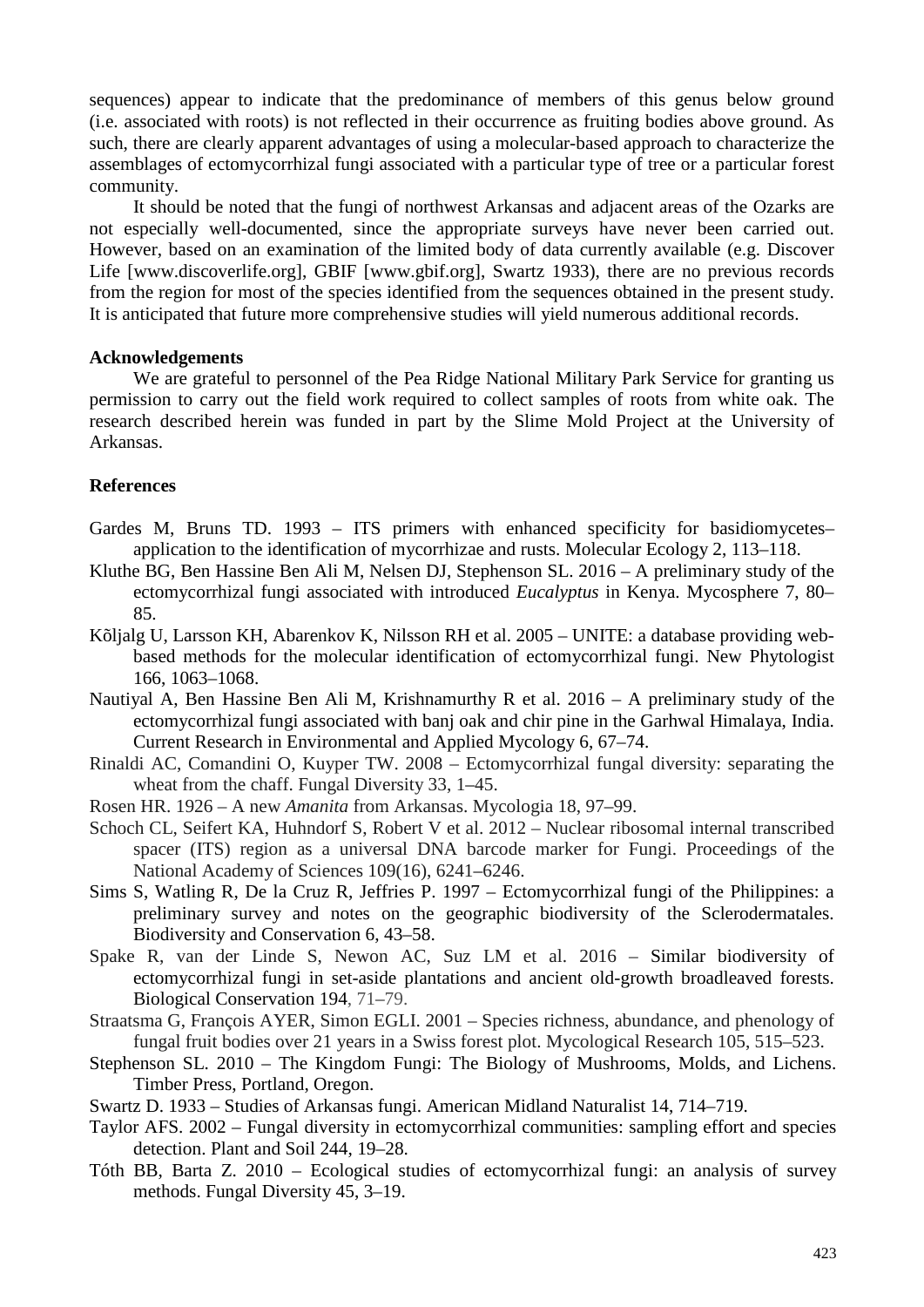sequences) appear to indicate that the predominance of members of this genus below ground (i.e. associated with roots) is not reflected in their occurrence as fruiting bodies above ground. As such, there are clearly apparent advantages of using a molecular-based approach to characterize the assemblages of ectomycorrhizal fungi associated with a particular type of tree or a particular forest community.

It should be noted that the fungi of northwest Arkansas and adjacent areas of the Ozarks are not especially well-documented, since the appropriate surveys have never been carried out. However, based on an examination of the limited body of data currently available (e.g. Discover Life [www.discoverlife.org], GBIF [www.gbif.org], Swartz 1933), there are no previous records from the region for most of the species identified from the sequences obtained in the present study. It is anticipated that future more comprehensive studies will yield numerous additional records.

**Acknowledgements**

We are grateful to personnel of the Pea Ridge National Military Park Service for granting us permission to carry out the field work required to collect samples of roots from white oak. The research described herein was funded in part by the Slime Mold Project at the University of Arkansas.

**References**

Gardes M, Bruns TD. 1993 – ITS primers with enhanced specificity for basidiomycetes–application to the identification of mycorrhizae and rusts. Molecular Ecology 2, 113–118.

Kluthe BG, Ben Hassine Ben Ali M, Nelsen DJ, Stephenson SL. 2016 – A preliminary study of the ectomycorrhizal fungi associated with introduced *Eucalyptus* in Kenya. Mycosphere 7, 80–85.

Kõljalg U, Larsson KH, Abarenkov K, Nilsson RH et al. 2005 – UNITE: a database providing web-based methods for the molecular identification of ectomycorrhizal fungi. New Phytologist 166, 1063–1068.

Nautiyal A, Ben Hassine Ben Ali M, Krishnamurthy R et al. 2016 – A preliminary study of the ectomycorrhizal fungi associated with banj oak and chir pine in the Garhwal Himalaya, India. Current Research in Environmental and Applied Mycology 6, 67–74.

Rinaldi AC, Comandini O, Kuyper TW. 2008 – Ectomycorrhizal fungal diversity: separating the wheat from the chaff. Fungal Diversity 33, 1–45.

Rosen HR. 1926 – A new *Amanita* from Arkansas. Mycologia 18, 97–99.

Schoch CL, Seifert KA, Huhndorf S, Robert V et al. 2012 – Nuclear ribosomal internal transcribed spacer (ITS) region as a universal DNA barcode marker for Fungi. Proceedings of the National Academy of Sciences 109(16), 6241–6246.

Sims S, Watling R, De la Cruz R, Jeffries P. 1997 – Ectomycorrhizal fungi of the Philippines: a preliminary survey and notes on the geographic biodiversity of the Sclerodermatales. Biodiversity and Conservation 6, 43–58.

Spake R, van der Linde S, Newon AC, Suz LM et al. 2016 – Similar biodiversity of ectomycorrhizal fungi in set-aside plantations and ancient old-growth broadleaved forests. Biological Conservation 194, 71–79.

Straatsma G, François AYER, Simon EGLI. 2001 – Species richness, abundance, and phenology of fungal fruit bodies over 21 years in a Swiss forest plot. Mycological Research 105, 515–523.

Stephenson SL. 2010 – The Kingdom Fungi: The Biology of Mushrooms, Molds, and Lichens. Timber Press, Portland, Oregon.

Swartz D. 1933 – Studies of Arkansas fungi. American Midland Naturalist 14, 714–719.

Taylor AFS. 2002 – Fungal diversity in ectomycorrhizal communities: sampling effort and species detection. Plant and Soil 244, 19–28.

Tóth BB, Barta Z. 2010 – Ecological studies of ectomycorrhizal fungi: an analysis of survey methods. Fungal Diversity 45, 3–19.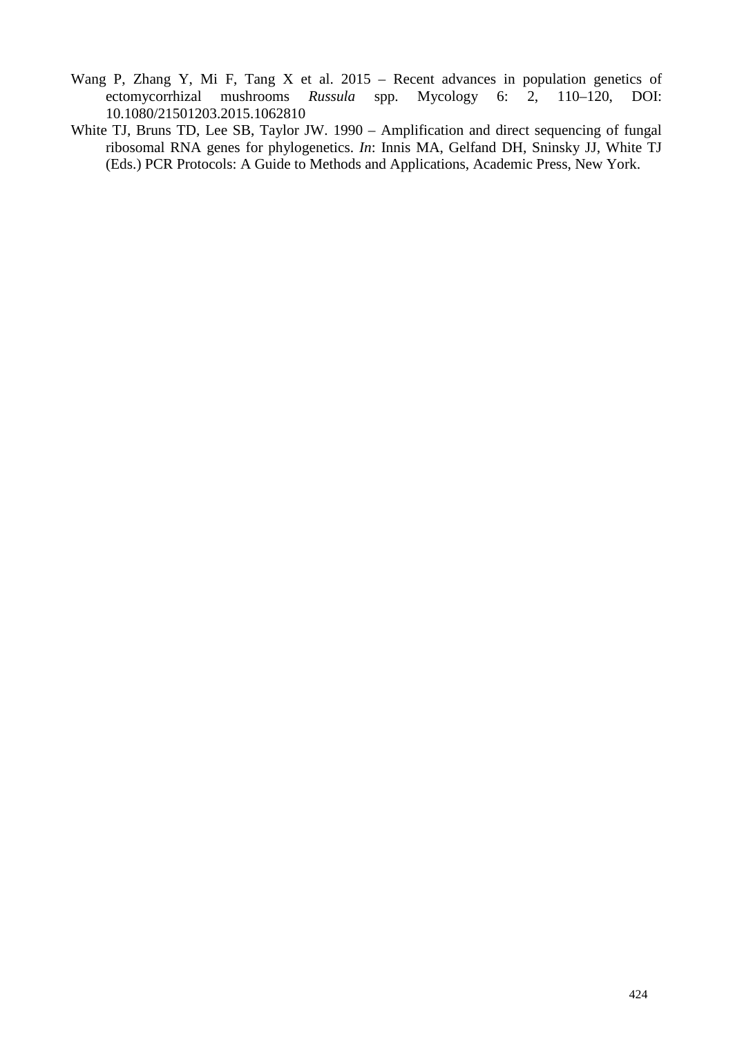Wang P, Zhang Y, Mi F, Tang X et al. 2015 – Recent advances in population genetics of ectomycorrhizal mushrooms *Russula* spp. Mycology 6: 2, 110–120, DOI: 10.1080/21501203.2015.1062810

White TJ, Bruns TD, Lee SB, Taylor JW. 1990 – Amplification and direct sequencing of fungal ribosomal RNA genes for phylogenetics. *In*: Innis MA, Gelfand DH, Sninsky JJ, White TJ (Eds.) PCR Protocols: A Guide to Methods and Applications, Academic Press, New York.